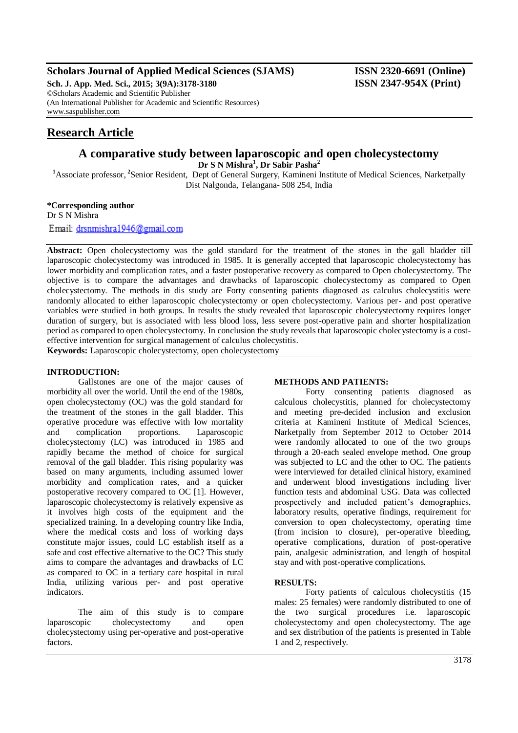**Scholars Journal of Applied Medical Sciences (SJAMS)** **ISSN 2320-6691 (Online)**
**Sch. J. App. Med. Sci., 2015; 3(9A):3178-3180** **ISSN 2347-954X (Print)**
©Scholars Academic and Scientific Publisher
(An International Publisher for Academic and Scientific Resources)
www.saspublisher.com

## Research Article

# A comparative study between laparoscopic and open cholecystectomy

**Dr S N Mishra[1], Dr Sabir Pasha[2]**

[1]Associate professor, [2]Senior Resident, Dept of General Surgery, Kamineni Institute of Medical Sciences, Narketpally Dist Nalgonda, Telangana- 508 254, India

**\*Corresponding author**
Dr S N Mishra
Email: drsnmishra1946@gmail.com

**Abstract:** Open cholecystectomy was the gold standard for the treatment of the stones in the gall bladder till laparoscopic cholecystectomy was introduced in 1985. It is generally accepted that laparoscopic cholecystectomy has lower morbidity and complication rates, and a faster postoperative recovery as compared to Open cholecystectomy. The objective is to compare the advantages and drawbacks of laparoscopic cholecystectomy as compared to Open cholecystectomy. The methods in dis study are Forty consenting patients diagnosed as calculus cholecystitis were randomly allocated to either laparoscopic cholecystectomy or open cholecystectomy. Various per- and post operative variables were studied in both groups. In results the study revealed that laparoscopic cholecystectomy requires longer duration of surgery, but is associated with less blood loss, less severe post-operative pain and shorter hospitalization period as compared to open cholecystectomy. In conclusion the study reveals that laparoscopic cholecystectomy is a cost-effective intervention for surgical management of calculus cholecystitis.

**Keywords:** Laparoscopic cholecystectomy, open cholecystectomy

### INTRODUCTION:

Gallstones are one of the major causes of morbidity all over the world. Until the end of the 1980s, open cholecystectomy (OC) was the gold standard for the treatment of the stones in the gall bladder. This operative procedure was effective with low mortality and complication proportions. Laparoscopic cholecystectomy (LC) was introduced in 1985 and rapidly became the method of choice for surgical removal of the gall bladder. This rising popularity was based on many arguments, including assumed lower morbidity and complication rates, and a quicker postoperative recovery compared to OC [1]. However, laparoscopic cholecystectomy is relatively expensive as it involves high costs of the equipment and the specialized training. In a developing country like India, where the medical costs and loss of working days constitute major issues, could LC establish itself as a safe and cost effective alternative to the OC? This study aims to compare the advantages and drawbacks of LC as compared to OC in a tertiary care hospital in rural India, utilizing various per- and post operative indicators.

The aim of this study is to compare laparoscopic cholecystectomy and open cholecystectomy using per-operative and post-operative factors.

### METHODS AND PATIENTS:

Forty consenting patients diagnosed as calculous cholecystitis, planned for cholecystectomy and meeting pre-decided inclusion and exclusion criteria at Kamineni Institute of Medical Sciences, Narketpally from September 2012 to October 2014 were randomly allocated to one of the two groups through a 20-each sealed envelope method. One group was subjected to LC and the other to OC. The patients were interviewed for detailed clinical history, examined and underwent blood investigations including liver function tests and abdominal USG. Data was collected prospectively and included patient's demographics, laboratory results, operative findings, requirement for conversion to open cholecystectomy, operating time (from incision to closure), per-operative bleeding, operative complications, duration of post-operative pain, analgesic administration, and length of hospital stay and with post-operative complications.

### RESULTS:

Forty patients of calculous cholecystitis (15 males: 25 females) were randomly distributed to one of the two surgical procedures i.e. laparoscopic cholecystectomy and open cholecystectomy. The age and sex distribution of the patients is presented in Table 1 and 2, respectively.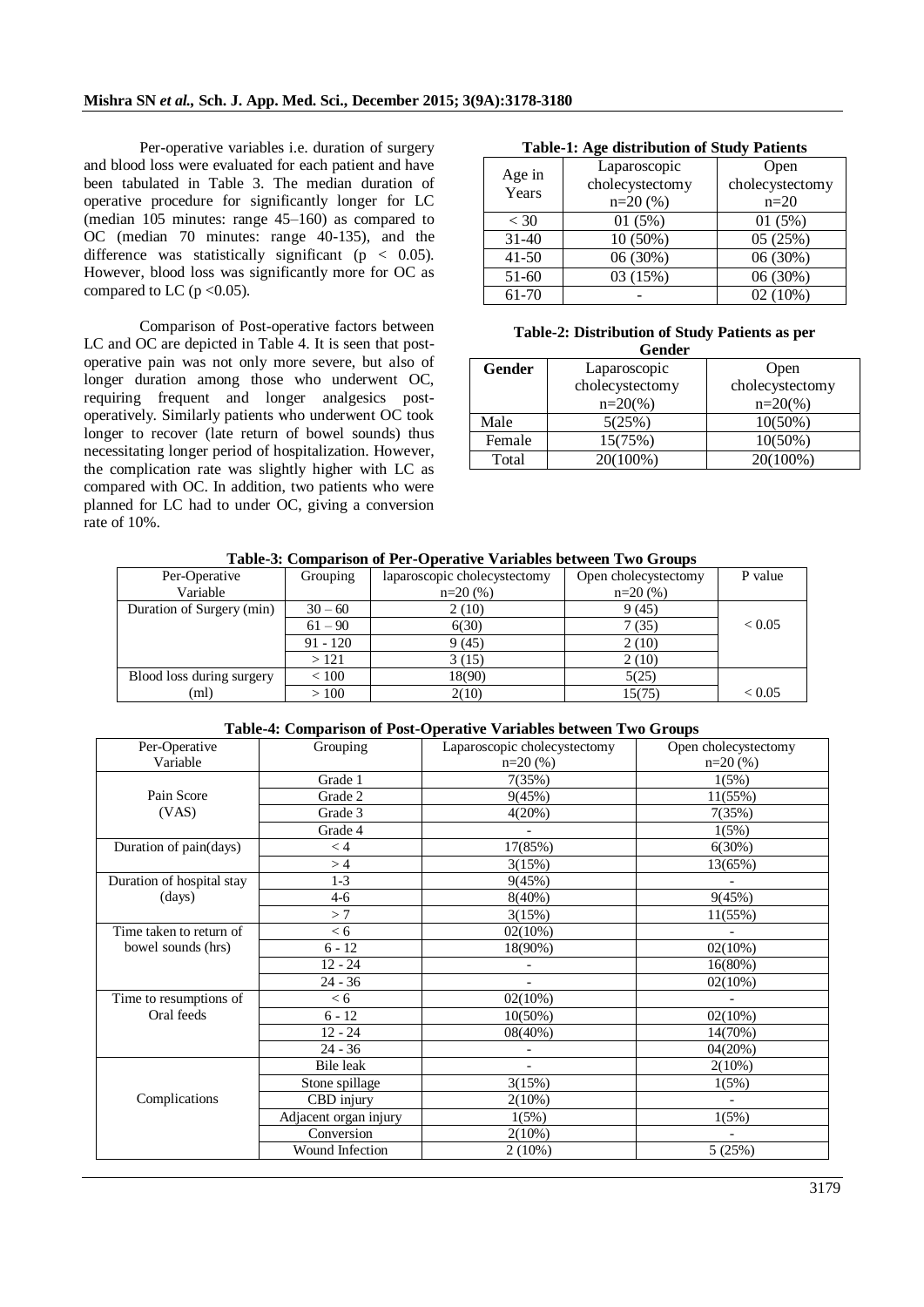Per-operative variables i.e. duration of surgery and blood loss were evaluated for each patient and have been tabulated in Table 3. The median duration of operative procedure for significantly longer for LC (median 105 minutes: range 45–160) as compared to OC (median 70 minutes: range 40-135), and the difference was statistically significant ($p < 0.05$). However, blood loss was significantly more for OC as compared to LC ($p < 0.05$).

Comparison of Post-operative factors between LC and OC are depicted in Table 4. It is seen that post-operative pain was not only more severe, but also of longer duration among those who underwent OC, requiring frequent and longer analgesics post-operatively. Similarly patients who underwent OC took longer to recover (late return of bowel sounds) thus necessitating longer period of hospitalization. However, the complication rate was slightly higher with LC as compared with OC. In addition, two patients who were planned for LC had to under OC, giving a conversion rate of 10%.

**Table-1: Age distribution of Study Patients**

| Age in Years | Laparoscopic cholecystectomy n=20 (%) | Open cholecystectomy n=20 |
|---|---|---|
| < 30 | 01 (5%) | 01 (5%) |
| 31-40 | 10 (50%) | 05 (25%) |
| 41-50 | 06 (30%) | 06 (30%) |
| 51-60 | 03 (15%) | 06 (30%) |
| 61-70 | - | 02 (10%) |

**Table-2: Distribution of Study Patients as per Gender**

| Gender | Laparoscopic cholecystectomy n=20(%) | Open cholecystectomy n=20(%) |
|---|---|---|
| Male | 5(25%) | 10(50%) |
| Female | 15(75%) | 10(50%) |
| Total | 20(100%) | 20(100%) |

**Table-3: Comparison of Per-Operative Variables between Two Groups**

| Per-Operative Variable | Grouping | laparoscopic cholecystectomy n=20 (%) | Open cholecystectomy n=20 (%) | P value |
|---|---|---|---|---|
| Duration of Surgery (min) | 30 – 60 | 2 (10) | 9 (45) | < 0.05 |
| | 61 – 90 | 6(30) | 7 (35) | |
| | 91 - 120 | 9 (45) | 2 (10) | |
| | > 121 | 3 (15) | 2 (10) | |
| Blood loss during surgery (ml) | < 100 | 18(90) | 5(25) | < 0.05 |
| | > 100 | 2(10) | 15(75) | |

**Table-4: Comparison of Post-Operative Variables between Two Groups**

| Per-Operative Variable | Grouping | Laparoscopic cholecystectomy n=20 (%) | Open cholecystectomy n=20 (%) |
|---|---|---|---|
| Pain Score (VAS) | Grade 1 | 7(35%) | 1(5%) |
| | Grade 2 | 9(45%) | 11(55%) |
| | Grade 3 | 4(20%) | 7(35%) |
| | Grade 4 | - | 1(5%) |
| Duration of pain(days) | < 4 | 17(85%) | 6(30%) |
| | > 4 | 3(15%) | 13(65%) |
| Duration of hospital stay (days) | 1-3 | 9(45%) | - |
| | 4-6 | 8(40%) | 9(45%) |
| | > 7 | 3(15%) | 11(55%) |
| Time taken to return of bowel sounds (hrs) | < 6 | 02(10%) | - |
| | 6 - 12 | 18(90%) | 02(10%) |
| | 12 - 24 | - | 16(80%) |
| | 24 - 36 | - | 02(10%) |
| Time to resumptions of Oral feeds | < 6 | 02(10%) | - |
| | 6 - 12 | 10(50%) | 02(10%) |
| | 12 - 24 | 08(40%) | 14(70%) |
| | 24 - 36 | - | 04(20%) |
| Complications | Bile leak | - | 2(10%) |
| | Stone spillage | 3(15%) | 1(5%) |
| | CBD injury | 2(10%) | - |
| | Adjacent organ injury | 1(5%) | 1(5%) |
| | Conversion | 2(10%) | - |
| | Wound Infection | 2 (10%) | 5 (25%) |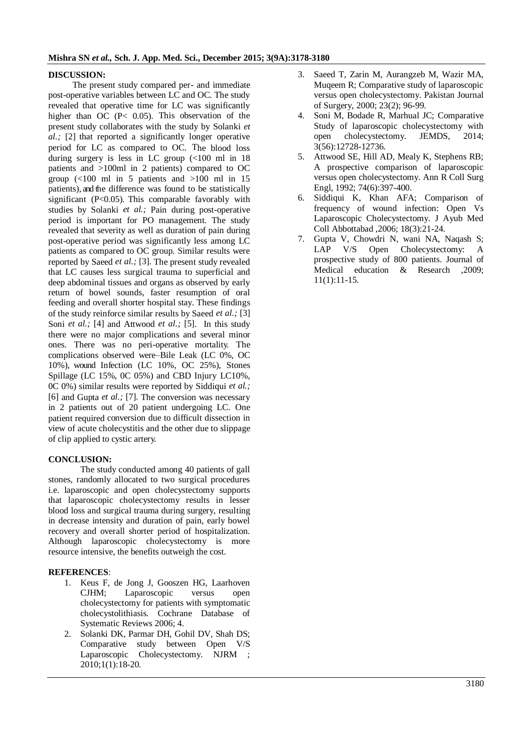## DISCUSSION:

The present study compared per- and immediate post-operative variables between LC and OC. The study revealed that operative time for LC was significantly higher than OC ($P < 0.05$). This observation of the present study collaborates with the study by Solanki *et al.;* [2] that reported a significantly longer operative period for LC as compared to OC. The blood loss during surgery is less in LC group (<100 ml in 18 patients and >100ml in 2 patients) compared to OC group (<100 ml in 5 patients and >100 ml in 15 patients), and the difference was found to be statistically significant ($P<0.05$). This comparable favorably with studies by Solanki *et al.;* Pain during post-operative period is important for PO management. The study revealed that severity as well as duration of pain during post-operative period was significantly less among LC patients as compared to OC group. Similar results were reported by Saeed *et al.;* [3]. The present study revealed that LC causes less surgical trauma to superficial and deep abdominal tissues and organs as observed by early return of bowel sounds, faster resumption of oral feeding and overall shorter hospital stay. These findings of the study reinforce similar results by Saeed *et al.;* [3] Soni *et al.;* [4] and Attwood *et al.;* [5]. In this study there were no major complications and several minor ones. There was no peri-operative mortality. The complications observed were–Bile Leak (LC 0%, OC 10%), wound Infection (LC 10%, OC 25%), Stones Spillage (LC 15%, 0C 05%) and CBD Injury LC10%, 0C 0%) similar results were reported by Siddiqui *et al.;* [6] and Gupta *et al.;* [7]. The conversion was necessary in 2 patients out of 20 patient undergoing LC. One patient required conversion due to difficult dissection in view of acute cholecystitis and the other due to slippage of clip applied to cystic artery.

## CONCLUSION:

The study conducted among 40 patients of gall stones, randomly allocated to two surgical procedures i.e. laparoscopic and open cholecystectomy supports that laparoscopic cholecystectomy results in lesser blood loss and surgical trauma during surgery, resulting in decrease intensity and duration of pain, early bowel recovery and overall shorter period of hospitalization. Although laparoscopic cholecystectomy is more resource intensive, the benefits outweigh the cost.

## REFERENCES:

1. Keus F, de Jong J, Gooszen HG, Laarhoven CJHM; Laparoscopic versus open cholecystectomy for patients with symptomatic cholecystolithiasis. Cochrane Database of Systematic Reviews 2006; 4.
2. Solanki DK, Parmar DH, Gohil DV, Shah DS; Comparative study between Open V/S Laparoscopic Cholecystectomy. NJRM ; 2010;1(1):18-20.
3. Saeed T, Zarin M, Aurangzeb M, Wazir MA, Muqeem R; Comparative study of laparoscopic versus open cholecystectomy. Pakistan Journal of Surgery, 2000; 23(2); 96-99.
4. Soni M, Bodade R, Marhual JC; Comparative Study of laparoscopic cholecystectomy with open cholecystectomy. JEMDS, 2014; 3(56):12728-12736.
5. Attwood SE, Hill AD, Mealy K, Stephens RB; A prospective comparison of laparoscopic versus open cholecystectomy. Ann R Coll Surg Engl, 1992; 74(6):397-400.
6. Siddiqui K, Khan AFA; Comparison of frequency of wound infection: Open Vs Laparoscopic Cholecystectomy. J Ayub Med Coll Abbottabad ,2006; 18(3):21-24.
7. Gupta V, Chowdri N, wani NA, Naqash S; LAP V/S Open Cholecystectomy: A prospective study of 800 patients. Journal of Medical education & Research ,2009; 11(1):11-15.